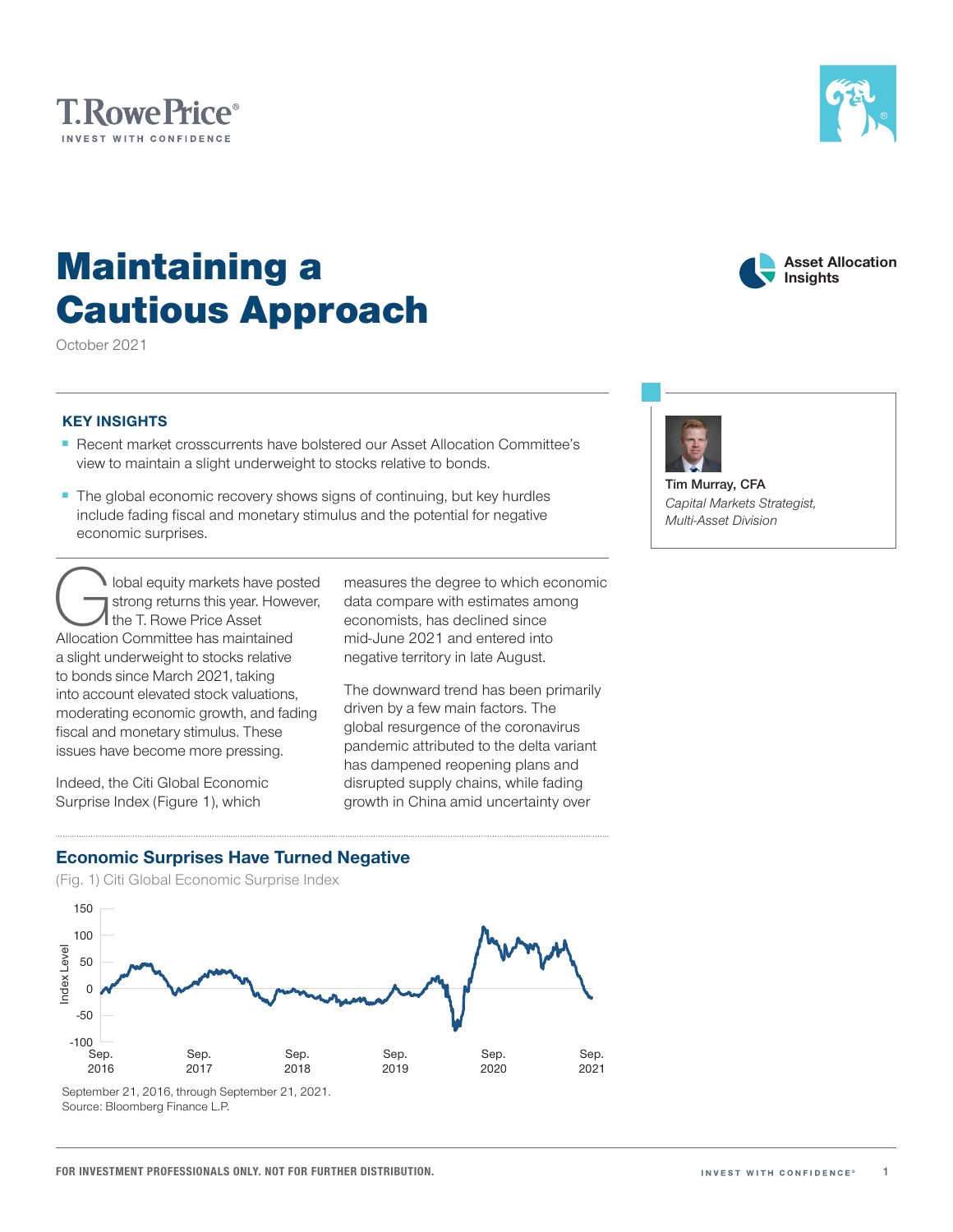T.RowePrice®
INVEST WITH CONFIDENCE

# Maintaining a Cautious Approach

October 2021

Asset Allocation Insights

Tim Murray, CFA
*Capital Markets Strategist, Multi-Asset Division*

### KEY INSIGHTS

- Recent market crosscurrents have bolstered our Asset Allocation Committee's view to maintain a slight underweight to stocks relative to bonds.
- The global economic recovery shows signs of continuing, but key hurdles include fading fiscal and monetary stimulus and the potential for negative economic surprises.

Global equity markets have posted strong returns this year. However, the T. Rowe Price Asset Allocation Committee has maintained a slight underweight to stocks relative to bonds since March 2021, taking into account elevated stock valuations, moderating economic growth, and fading fiscal and monetary stimulus. These issues have become more pressing.

Indeed, the Citi Global Economic Surprise Index (Figure 1), which measures the degree to which economic data compare with estimates among economists, has declined since mid-June 2021 and entered into negative territory in late August.

The downward trend has been primarily driven by a few main factors. The global resurgence of the coronavirus pandemic attributed to the delta variant has dampened reopening plans and disrupted supply chains, while fading growth in China amid uncertainty over

### Economic Surprises Have Turned Negative

(Fig. 1) Citi Global Economic Surprise Index

September 21, 2016, through September 21, 2021.
Source: Bloomberg Finance L.P.

**FOR INVESTMENT PROFESSIONALS ONLY. NOT FOR FURTHER DISTRIBUTION.**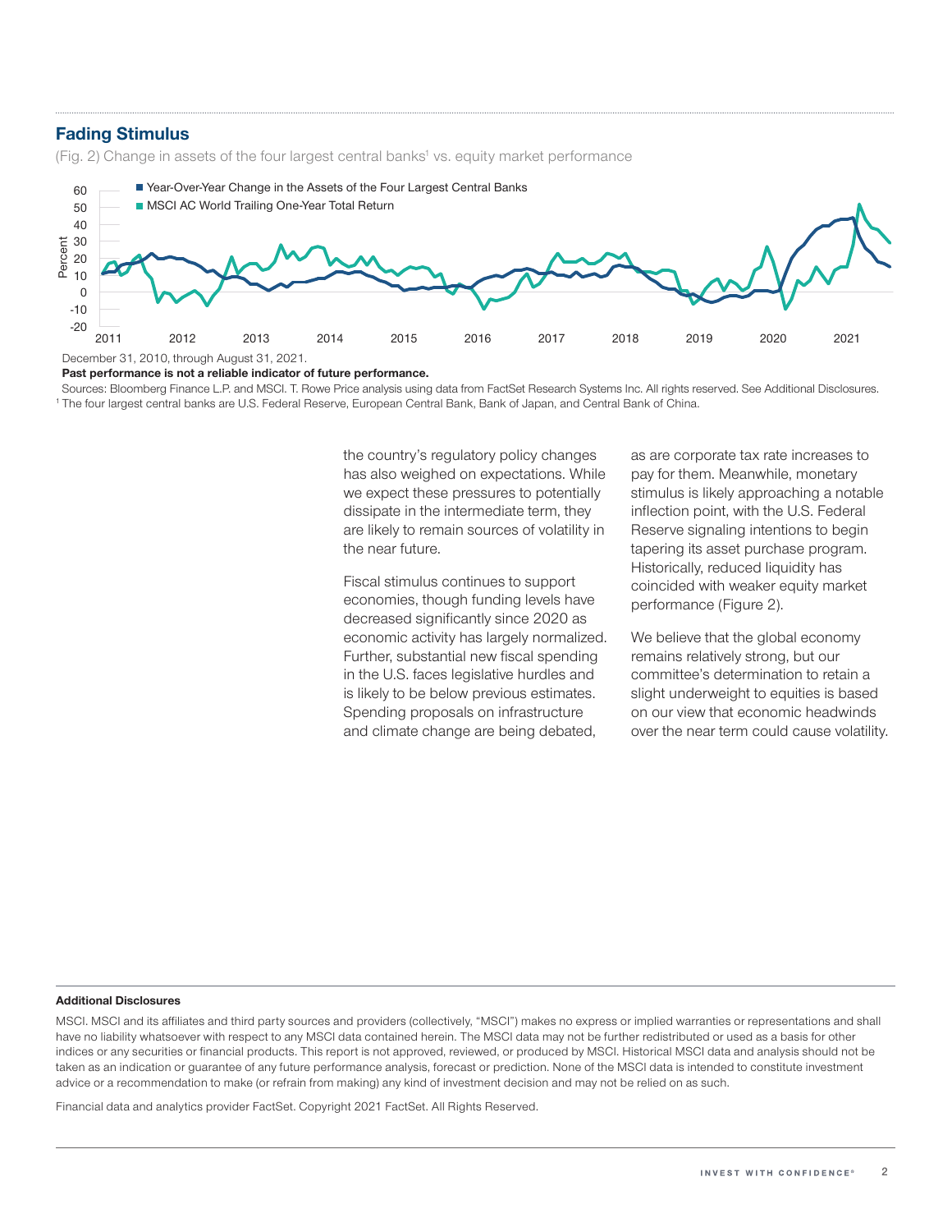## Fading Stimulus

(Fig. 2) Change in assets of the four largest central banks[1] vs. equity market performance

December 31, 2010, through August 31, 2021.

**Past performance is not a reliable indicator of future performance.**

Sources: Bloomberg Finance L.P. and MSCI. T. Rowe Price analysis using data from FactSet Research Systems Inc. All rights reserved. See Additional Disclosures.

[1] The four largest central banks are U.S. Federal Reserve, European Central Bank, Bank of Japan, and Central Bank of China.

the country's regulatory policy changes has also weighed on expectations. While we expect these pressures to potentially dissipate in the intermediate term, they are likely to remain sources of volatility in the near future.

Fiscal stimulus continues to support economies, though funding levels have decreased significantly since 2020 as economic activity has largely normalized. Further, substantial new fiscal spending in the U.S. faces legislative hurdles and is likely to be below previous estimates. Spending proposals on infrastructure and climate change are being debated, as are corporate tax rate increases to pay for them. Meanwhile, monetary stimulus is likely approaching a notable inflection point, with the U.S. Federal Reserve signaling intentions to begin tapering its asset purchase program. Historically, reduced liquidity has coincided with weaker equity market performance (Figure 2).

We believe that the global economy remains relatively strong, but our committee's determination to retain a slight underweight to equities is based on our view that economic headwinds over the near term could cause volatility.

**Additional Disclosures**

MSCI. MSCI and its affiliates and third party sources and providers (collectively, "MSCI") makes no express or implied warranties or representations and shall have no liability whatsoever with respect to any MSCI data contained herein. The MSCI data may not be further redistributed or used as a basis for other indices or any securities or financial products. This report is not approved, reviewed, or produced by MSCI. Historical MSCI data and analysis should not be taken as an indication or guarantee of any future performance analysis, forecast or prediction. None of the MSCI data is intended to constitute investment advice or a recommendation to make (or refrain from making) any kind of investment decision and may not be relied on as such.

Financial data and analytics provider FactSet. Copyright 2021 FactSet. All Rights Reserved.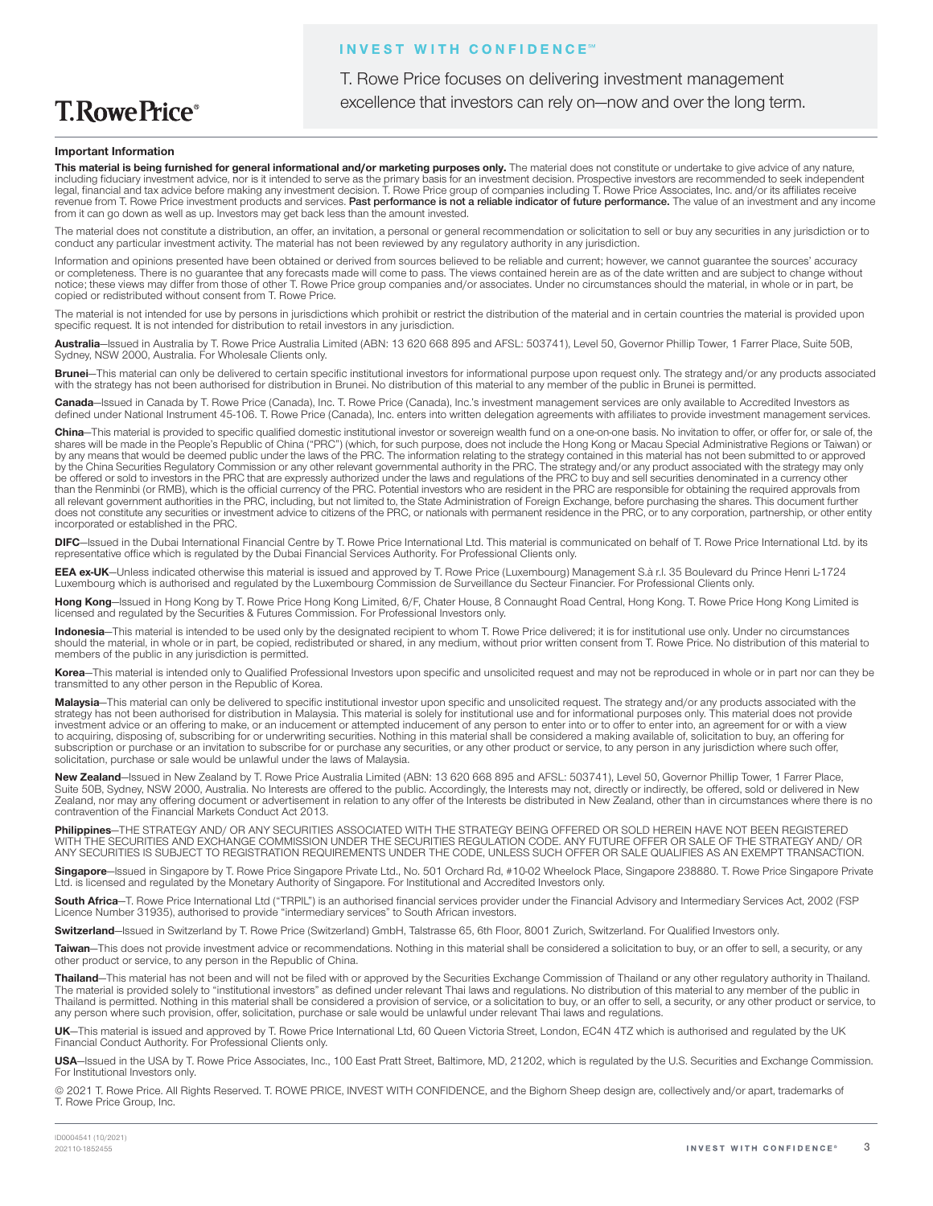**INVEST WITH CONFIDENCE℠**

T. Rowe Price focuses on delivering investment management excellence that investors can rely on—now and over the long term.

T. Rowe Price®

### Important Information

**This material is being furnished for general informational and/or marketing purposes only.** The material does not constitute or undertake to give advice of any nature, including fiduciary investment advice, nor is it intended to serve as the primary basis for an investment decision. Prospective investors are recommended to seek independent legal, financial and tax advice before making any investment decision. T. Rowe Price group of companies including T. Rowe Price Associates, Inc. and/or its affiliates receive revenue from T. Rowe Price investment products and services. **Past performance is not a reliable indicator of future performance.** The value of an investment and any income from it can go down as well as up. Investors may get back less than the amount invested.

The material does not constitute a distribution, an offer, an invitation, a personal or general recommendation or solicitation to sell or buy any securities in any jurisdiction or to conduct any particular investment activity. The material has not been reviewed by any regulatory authority in any jurisdiction.

Information and opinions presented have been obtained or derived from sources believed to be reliable and current; however, we cannot guarantee the sources' accuracy or completeness. There is no guarantee that any forecasts made will come to pass. The views contained herein are as of the date written and are subject to change without notice; these views may differ from those of other T. Rowe Price group companies and/or associates. Under no circumstances should the material, in whole or in part, be copied or redistributed without consent from T. Rowe Price.

The material is not intended for use by persons in jurisdictions which prohibit or restrict the distribution of the material and in certain countries the material is provided upon specific request. It is not intended for distribution to retail investors in any jurisdiction.

**Australia**—Issued in Australia by T. Rowe Price Australia Limited (ABN: 13 620 668 895 and AFSL: 503741), Level 50, Governor Phillip Tower, 1 Farrer Place, Suite 50B, Sydney, NSW 2000, Australia. For Wholesale Clients only.

**Brunei**—This material can only be delivered to certain specific institutional investors for informational purpose upon request only. The strategy and/or any products associated with the strategy has not been authorised for distribution in Brunei. No distribution of this material to any member of the public in Brunei is permitted.

**Canada**—Issued in Canada by T. Rowe Price (Canada), Inc. T. Rowe Price (Canada), Inc.'s investment management services are only available to Accredited Investors as defined under National Instrument 45-106. T. Rowe Price (Canada), Inc. enters into written delegation agreements with affiliates to provide investment management services.

**China**—This material is provided to specific qualified domestic institutional investor or sovereign wealth fund on a one-on-one basis. No invitation to offer, or offer for, or sale of, the shares will be made in the People's Republic of China ("PRC") (which, for such purpose, does not include the Hong Kong or Macau Special Administrative Regions or Taiwan) or by any means that would be deemed public under the laws of the PRC. The information relating to the strategy contained in this material has not been submitted to or approved by the China Securities Regulatory Commission or any other relevant governmental authority in the PRC. The strategy and/or any product associated with the strategy may only be offered or sold to investors in the PRC that are expressly authorized under the laws and regulations of the PRC to buy and sell securities denominated in a currency other than the Renminbi (or RMB), which is the official currency of the PRC. Potential investors who are resident in the PRC are responsible for obtaining the required approvals from all relevant government authorities in the PRC, including, but not limited to, the State Administration of Foreign Exchange, before purchasing the shares. This document further does not constitute any securities or investment advice to citizens of the PRC, or nationals with permanent residence in the PRC, or to any corporation, partnership, or other entity incorporated or established in the PRC.

**DIFC**—Issued in the Dubai International Financial Centre by T. Rowe Price International Ltd. This material is communicated on behalf of T. Rowe Price International Ltd. by its representative office which is regulated by the Dubai Financial Services Authority. For Professional Clients only.

**EEA ex-UK**—Unless indicated otherwise this material is issued and approved by T. Rowe Price (Luxembourg) Management S.à r.l. 35 Boulevard du Prince Henri L-1724 Luxembourg which is authorised and regulated by the Luxembourg Commission de Surveillance du Secteur Financier. For Professional Clients only.

**Hong Kong**—Issued in Hong Kong by T. Rowe Price Hong Kong Limited, 6/F, Chater House, 8 Connaught Road Central, Hong Kong. T. Rowe Price Hong Kong Limited is licensed and regulated by the Securities & Futures Commission. For Professional Investors only.

**Indonesia**—This material is intended to be used only by the designated recipient to whom T. Rowe Price delivered; it is for institutional use only. Under no circumstances should the material, in whole or in part, be copied, redistributed or shared, in any medium, without prior written consent from T. Rowe Price. No distribution of this material to members of the public in any jurisdiction is permitted.

**Korea**—This material is intended only to Qualified Professional Investors upon specific and unsolicited request and may not be reproduced in whole or in part nor can they be transmitted to any other person in the Republic of Korea.

**Malaysia**—This material can only be delivered to specific institutional investor upon specific and unsolicited request. The strategy and/or any products associated with the strategy has not been authorised for distribution in Malaysia. This material is solely for institutional use and for informational purposes only. This material does not provide investment advice or an offering to make, or an inducement or attempted inducement of any person to enter into or to offer to enter into, an agreement for or with a view to acquiring, disposing of, subscribing for or underwriting securities. Nothing in this material shall be considered a making available of, solicitation to buy, an offering for subscription or purchase or an invitation to subscribe for or purchase any securities, or any other product or service, to any person in any jurisdiction where such offer, solicitation, purchase or sale would be unlawful under the laws of Malaysia.

**New Zealand**—Issued in New Zealand by T. Rowe Price Australia Limited (ABN: 13 620 668 895 and AFSL: 503741), Level 50, Governor Phillip Tower, 1 Farrer Place, Suite 50B, Sydney, NSW 2000, Australia. No Interests are offered to the public. Accordingly, the Interests may not, directly or indirectly, be offered, sold or delivered in New Zealand, nor may any offering document or advertisement in relation to any offer of the Interests be distributed in New Zealand, other than in circumstances where there is no contravention of the Financial Markets Conduct Act 2013.

**Philippines**—THE STRATEGY AND/ OR ANY SECURITIES ASSOCIATED WITH THE STRATEGY BEING OFFERED OR SOLD HEREIN HAVE NOT BEEN REGISTERED WITH THE SECURITIES AND EXCHANGE COMMISSION UNDER THE SECURITIES REGULATION CODE. ANY FUTURE OFFER OR SALE OF THE STRATEGY AND/ OR ANY SECURITIES IS SUBJECT TO REGISTRATION REQUIREMENTS UNDER THE CODE, UNLESS SUCH OFFER OR SALE QUALIFIES AS AN EXEMPT TRANSACTION.

**Singapore**—Issued in Singapore by T. Rowe Price Singapore Private Ltd., No. 501 Orchard Rd, #10-02 Wheelock Place, Singapore 238880. T. Rowe Price Singapore Private Ltd. is licensed and regulated by the Monetary Authority of Singapore. For Institutional and Accredited Investors only.

**South Africa**—T. Rowe Price International Ltd ("TRPIL") is an authorised financial services provider under the Financial Advisory and Intermediary Services Act, 2002 (FSP Licence Number 31935), authorised to provide "intermediary services" to South African investors.

**Switzerland**—Issued in Switzerland by T. Rowe Price (Switzerland) GmbH, Talstrasse 65, 6th Floor, 8001 Zurich, Switzerland. For Qualified Investors only.

**Taiwan**—This does not provide investment advice or recommendations. Nothing in this material shall be considered a solicitation to buy, or an offer to sell, a security, or any other product or service, to any person in the Republic of China.

**Thailand**—This material has not been and will not be filed with or approved by the Securities Exchange Commission of Thailand or any other regulatory authority in Thailand. The material is provided solely to "institutional investors" as defined under relevant Thai laws and regulations. No distribution of this material to any member of the public in Thailand is permitted. Nothing in this material shall be considered a provision of service, or a solicitation to buy, or an offer to sell, a security, or any other product or service, to any person where such provision, offer, solicitation, purchase or sale would be unlawful under relevant Thai laws and regulations.

**UK**—This material is issued and approved by T. Rowe Price International Ltd, 60 Queen Victoria Street, London, EC4N 4TZ which is authorised and regulated by the UK Financial Conduct Authority. For Professional Clients only.

**USA**—Issued in the USA by T. Rowe Price Associates, Inc., 100 East Pratt Street, Baltimore, MD, 21202, which is regulated by the U.S. Securities and Exchange Commission. For Institutional Investors only.

© 2021 T. Rowe Price. All Rights Reserved. T. ROWE PRICE, INVEST WITH CONFIDENCE, and the Bighorn Sheep design are, collectively and/or apart, trademarks of T. Rowe Price Group, Inc.

ID0004541 (10/2021)
202110-1852455